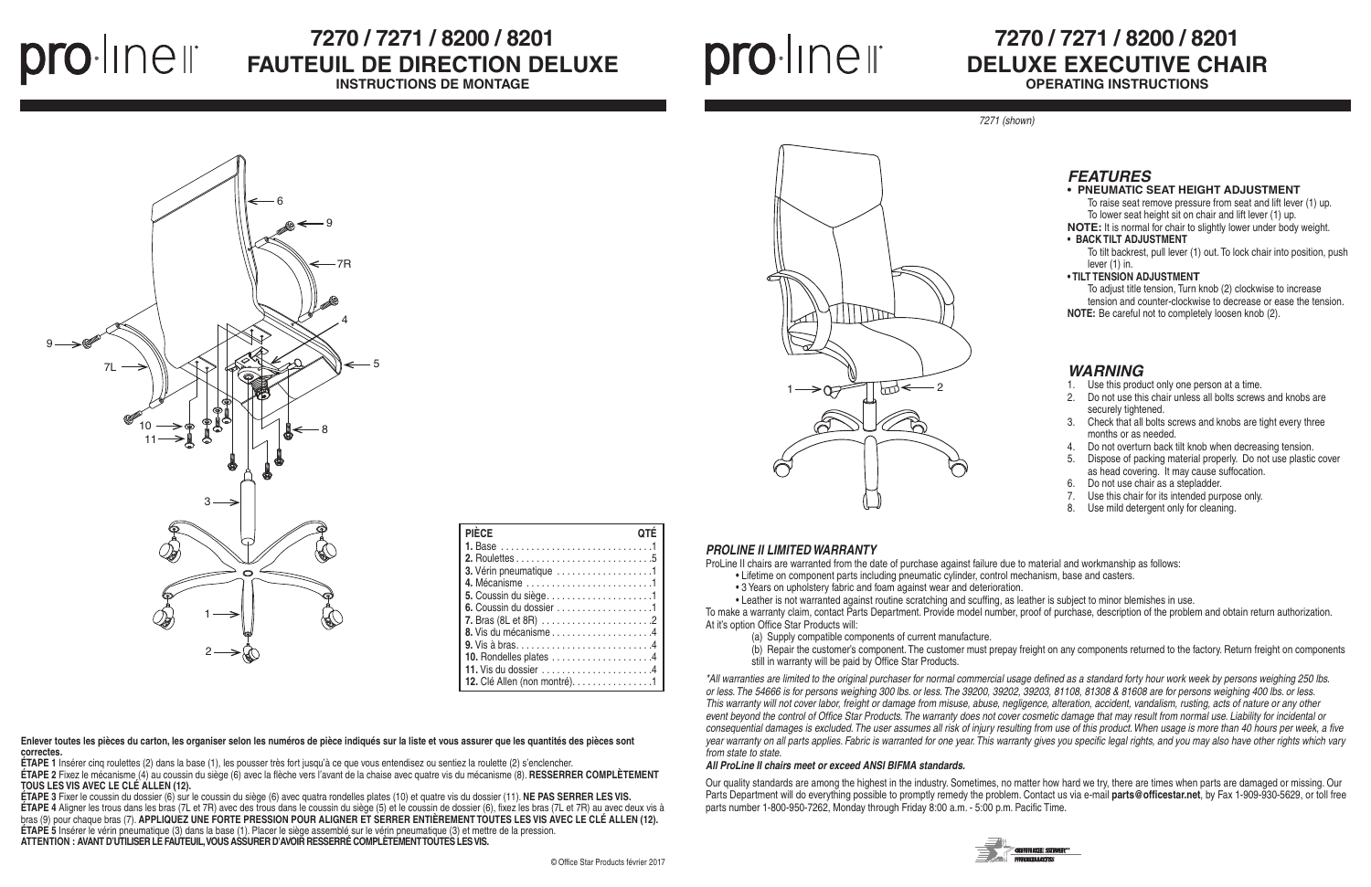# 7270 / 7271 / 8200 / 8201
## FAUTEUIL DE DIRECTION DELUXE
### INSTRUCTIONS DE MONTAGE

| PIÈCE | QTÉ |
|---|---|
| **1.** Base | 1 |
| **2.** Roulettes | 5 |
| **3.** Vérin pneumatique | 1 |
| **4.** Mécanisme | 1 |
| **5.** Coussin du siège | 1 |
| **6.** Coussin du dossier | 1 |
| **7.** Bras (8L et 8R) | 2 |
| **8.** Vis du mécanisme | 4 |
| **9.** Vis à bras | 4 |
| **10.** Rondelles plates | 4 |
| **11.** Vis du dossier | 4 |
| **12.** Clé Allen (non montré) | 1 |

**Enlever toutes les pièces du carton, les organiser selon les numéros de pièce indiqués sur la liste et vous assurer que les quantités des pièces sont correctes.**

**ÉTAPE 1** Insérer cinq roulettes (2) dans la base (1), les pousser très fort jusqu'à ce que vous entendisez ou sentiez la roulette (2) s'enclencher.

**ÉTAPE 2** Fixez le mécanisme (4) au coussin du siège (6) avec la flèche vers l'avant de la chaise avec quatre vis du mécanisme (8). **RESSERRER COMPLÈTEMENT TOUS LES VIS AVEC LE CLÉ ALLEN (12).**

**ÉTAPE 3** Fixer le coussin du dossier (6) sur le coussin du siège (6) avec quatra rondelles plates (10) et quatre vis du dossier (11). **NE PAS SERRER LES VIS.**

**ÉTAPE 4** Aligner les trous dans les bras (7L et 7R) avec des trous dans le coussin du siège (5) et le coussin de dossier (6), fixez les bras (7L et 7R) au avec deux vis à bras (9) pour chaque bras (7). **APPLIQUEZ UNE FORTE PRESSION POUR ALIGNER ET SERRER ENTIÈREMENT TOUTES LES VIS AVEC LE CLÉ ALLEN (12).**

**ÉTAPE 5** Insérer le vérin pneumatique (3) dans la base (1). Placer le siège assemblé sur le vérin pneumatique (3) et mettre de la pression.

**ATTENTION : AVANT D'UTILISER LE FAUTEUIL, VOUS ASSURER D'AVOIR RESSERRÉ COMPLÈTEMENT TOUTES LES VIS.**

© Office Star Products février 2017

# 7270 / 7271 / 8200 / 8201
## DELUXE EXECUTIVE CHAIR
### OPERATING INSTRUCTIONS

*7271 (shown)*

## *FEATURES*

- **PNEUMATIC SEAT HEIGHT ADJUSTMENT**
  To raise seat remove pressure from seat and lift lever (1) up.
  To lower seat height sit on chair and lift lever (1) up.

**NOTE:** It is normal for chair to slightly lower under body weight.

- **BACK TILT ADJUSTMENT**
  To tilt backrest, pull lever (1) out. To lock chair into position, push lever (1) in.
- **TILT TENSION ADJUSTMENT**
  To adjust title tension, Turn knob (2) clockwise to increase tension and counter-clockwise to decrease or ease the tension.

**NOTE:** Be careful not to completely loosen knob (2).

## *WARNING*

1. Use this product only one person at a time.
2. Do not use this chair unless all bolts screws and knobs are securely tightened.
3. Check that all bolts screws and knobs are tight every three months or as needed.
4. Do not overturn back tilt knob when decreasing tension.
5. Dispose of packing material properly. Do not use plastic cover as head covering. It may cause suffocation.
6. Do not use chair as a stepladder.
7. Use this chair for its intended purpose only.
8. Use mild detergent only for cleaning.

### *PROLINE II LIMITED WARRANTY*

ProLine II chairs are warranted from the date of purchase against failure due to material and workmanship as follows:

- Lifetime on component parts including pneumatic cylinder, control mechanism, base and casters.
- 3 Years on upholstery fabric and foam against wear and deterioration.
- Leather is not warranted against routine scratching and scuffing, as leather is subject to minor blemishes in use.

To make a warranty claim, contact Parts Department. Provide model number, proof of purchase, description of the problem and obtain return authorization.
At it's option Office Star Products will:

(a) Supply compatible components of current manufacture.

(b) Repair the customer's component. The customer must prepay freight on any components returned to the factory. Return freight on components still in warranty will be paid by Office Star Products.

*\*All warranties are limited to the original purchaser for normal commercial usage defined as a standard forty hour work week by persons weighing 250 lbs. or less. The 54666 is for persons weighing 300 lbs. or less. The 39200, 39202, 39203, 81108, 81308 & 81608 are for persons weighing 400 lbs. or less. This warranty will not cover labor, freight or damage from misuse, abuse, negligence, alteration, accident, vandalism, rusting, acts of nature or any other event beyond the control of Office Star Products. The warranty does not cover cosmetic damage that may result from normal use. Liability for incidental or consequential damages is excluded. The user assumes all risk of injury resulting from use of this product. When usage is more than 40 hours per week, a five year warranty on all parts applies. Fabric is warranted for one year. This warranty gives you specific legal rights, and you may also have other rights which vary from state to state.*

***All ProLine II chairs meet or exceed ANSI BIFMA standards.***

Our quality standards are among the highest in the industry. Sometimes, no matter how hard we try, there are times when parts are damaged or missing. Our Parts Department will do everything possible to promptly remedy the problem. Contact us via e-mail **parts@officestar.net**, by Fax 1-909-930-5629, or toll free parts number 1-800-950-7262, Monday through Friday 8:00 a.m. - 5:00 p.m. Pacific Time.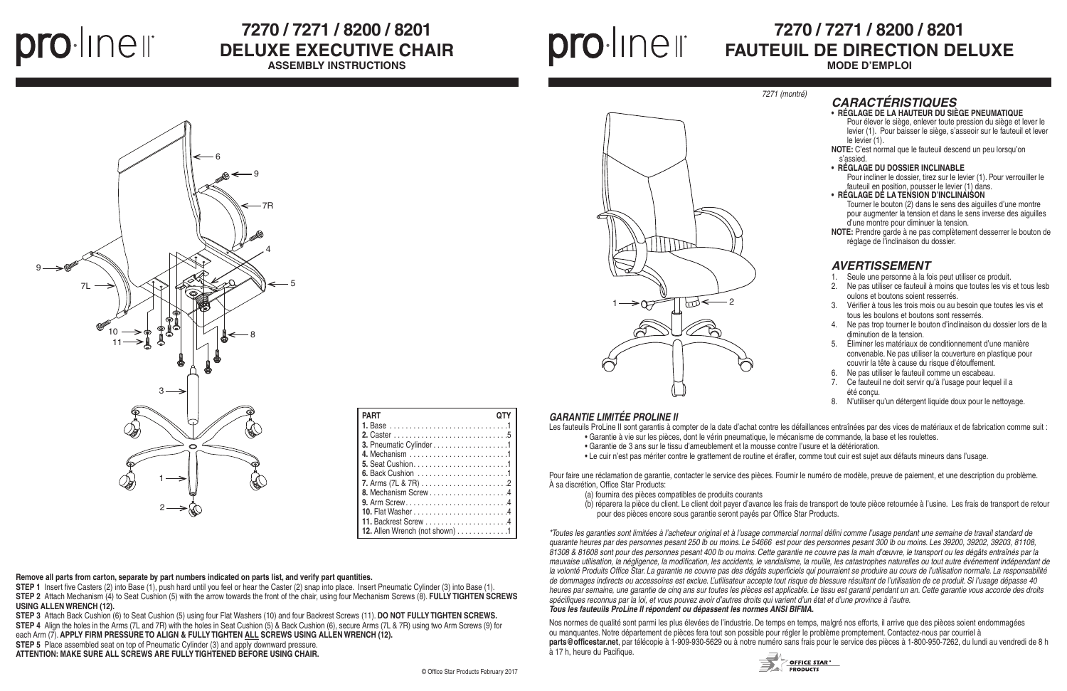# pro·line II

## 7270 / 7271 / 8200 / 8201
## DELUXE EXECUTIVE CHAIR
### ASSEMBLY INSTRUCTIONS

| PART | QTY |
|---|---|
| **1.** Base | 1 |
| **2.** Caster | 5 |
| **3.** Pneumatic Cylinder | 1 |
| **4.** Mechanism | 1 |
| **5.** Seat Cushion | 1 |
| **6.** Back Cushion | 1 |
| **7.** Arms (7L & 7R) | 2 |
| **8.** Mechanism Screw | 4 |
| **9.** Arm Screw | 4 |
| **10.** Flat Washer | 4 |
| **11.** Backrest Screw | 4 |
| **12.** Allen Wrench (not shown) | 1 |

**Remove all parts from carton, separate by part numbers indicated on parts list, and verify part quantities.**

**STEP 1** Insert five Casters (2) into Base (1), push hard until you feel or hear the Caster (2) snap into place. Insert Pneumatic Cylinder (3) into Base (1).

**STEP 2** Attach Mechanism (4) to Seat Cushion (5) with the arrow towards the front of the chair, using four Mechanism Screws (8). **FULLY TIGHTEN SCREWS USING ALLEN WRENCH (12).**

**STEP 3** Attach Back Cushion (6) to Seat Cushion (5) using four Flat Washers (10) and four Backrest Screws (11). **DO NOT FULLY TIGHTEN SCREWS.**

**STEP 4** Align the holes in the Arms (7L and 7R) with the holes in Seat Cushion (5) & Back Cushion (6), secure Arms (7L & 7R) using two Arm Screws (9) for each Arm (7). **APPLY FIRM PRESSURE TO ALIGN & FULLY TIGHTEN ALL SCREWS USING ALLEN WRENCH (12).**

**STEP 5** Place assembled seat on top of Pneumatic Cylinder (3) and apply downward pressure.

**ATTENTION: MAKE SURE ALL SCREWS ARE FULLY TIGHTENED BEFORE USING CHAIR.**

© Office Star Products February 2017

# pro·line II

## 7270 / 7271 / 8200 / 8201
## FAUTEUIL DE DIRECTION DELUXE
### MODE D'EMPLOI

*7271 (montré)*

### *CARACTÉRISTIQUES*

- **RÉGLAGE DE LA HAUTEUR DU SIÈGE PNEUMATIQUE**
  Pour élever le siège, enlever toute pression du siège et lever le levier (1). Pour baisser le siège, s'asseoir sur le fauteuil et lever le levier (1).

**NOTE:** C'est normal que le fauteuil descend un peu lorsqu'on s'assied.

- **RÉGLAGE DU DOSSIER INCLINABLE**
  Pour incliner le dossier, tirez sur le levier (1). Pour verrouiller le fauteuil en position, pousser le levier (1) dans.
- **RÉGLAGE DE LA TENSION D'INCLINAISON**
  Tourner le bouton (2) dans le sens des aiguilles d'une montre pour augmenter la tension et dans le sens inverse des aiguilles d'une montre pour diminuer la tension.

**NOTE:** Prendre garde à ne pas complètement desserrer le bouton de réglage de l'inclinaison du dossier.

### *AVERTISSEMENT*

1. Seule une personne à la fois peut utiliser ce produit.
2. Ne pas utiliser ce fauteuil à moins que toutes les vis et tous lesb oulons et boutons soient resserrés.
3. Vérifier à tous les trois mois ou au besoin que toutes les vis et tous les boulons et boutons sont resserrés.
4. Ne pas trop tourner le bouton d'inclinaison du dossier lors de la diminution de la tension.
5. Éliminer les matériaux de conditionnement d'une manière convenable. Ne pas utiliser la couverture en plastique pour couvrir la tête à cause du risque d'étouffement.
6. Ne pas utiliser le fauteuil comme un escabeau.
7. Ce fauteuil ne doit servir qu'à l'usage pour lequel il a été conçu.
8. N'utiliser qu'un détergent liquide doux pour le nettoyage.

### *GARANTIE LIMITÉE PROLINE II*

Les fauteuils ProLine II sont garantis à compter de la date d'achat contre les défaillances entraînées par des vices de matériaux et de fabrication comme suit :

- Garantie à vie sur les pièces, dont le vérin pneumatique, le mécanisme de commande, la base et les roulettes.
- Garantie de 3 ans sur le tissu d'ameublement et la mousse contre l'usure et la détérioration.
- Le cuir n'est pas mériter contre le grattement de routine et érafler, comme tout cuir est sujet aux défauts mineurs dans l'usage.

Pour faire une réclamation de garantie, contacter le service des pièces. Fournir le numéro de modèle, preuve de paiement, et une description du problème. À sa discrétion, Office Star Products:

(a) fournira des pièces compatibles de produits courants

(b) réparera la pièce du client. Le client doit payer d'avance les frais de transport de toute pièce retournée à l'usine. Les frais de transport de retour pour des pièces encore sous garantie seront payés par Office Star Products.

*\*Toutes les garanties sont limitées à l'acheteur original et à l'usage commercial normal défini comme l'usage pendant une semaine de travail standard de quarante heures par des personnes pesant 250 lb ou moins. Le 54666 est pour des personnes pesant 300 lb ou moins. Les 39200, 39202, 39203, 81108, 81308 & 81608 sont pour des personnes pesant 400 lb ou moins. Cette garantie ne couvre pas la main d'œuvre, le transport ou les dégâts entraînés par la mauvaise utilisation, la négligence, la modification, les accidents, le vandalisme, la rouille, les catastrophes naturelles ou tout autre événement indépendant de la volonté Produits Office Star. La garantie ne couvre pas des dégâts superficiels qui pourraient se produire au cours de l'utilisation normale. La responsabilité de dommages indirects ou accessoires est exclue. L'utilisateur accepte tout risque de blessure résultant de l'utilisation de ce produit. Si l'usage dépasse 40 heures par semaine, une garantie de cinq ans sur toutes les pièces est applicable. Le tissu est garanti pendant un an. Cette garantie vous accorde des droits spécifiques reconnus par la loi, et vous pouvez avoir d'autres droits qui varient d'un état et d'une province à l'autre.*

***Tous les fauteuils ProLine II répondent ou dépassent les normes ANSI BIFMA.***

Nos normes de qualité sont parmi les plus élevées de l'industrie. De temps en temps, malgré nos efforts, il arrive que des pièces soient endommagées ou manquantes. Notre département de pièces fera tout son possible pour régler le problème promptement. Contactez-nous par courriel à **parts@officestar.net**, par télécopie à 1-909-930-5629 ou à notre numéro sans frais pour le service des pièces à 1-800-950-7262, du lundi au vendredi de 8 h à 17 h, heure du Pacifique.

OFFICE STAR® PRODUCTS